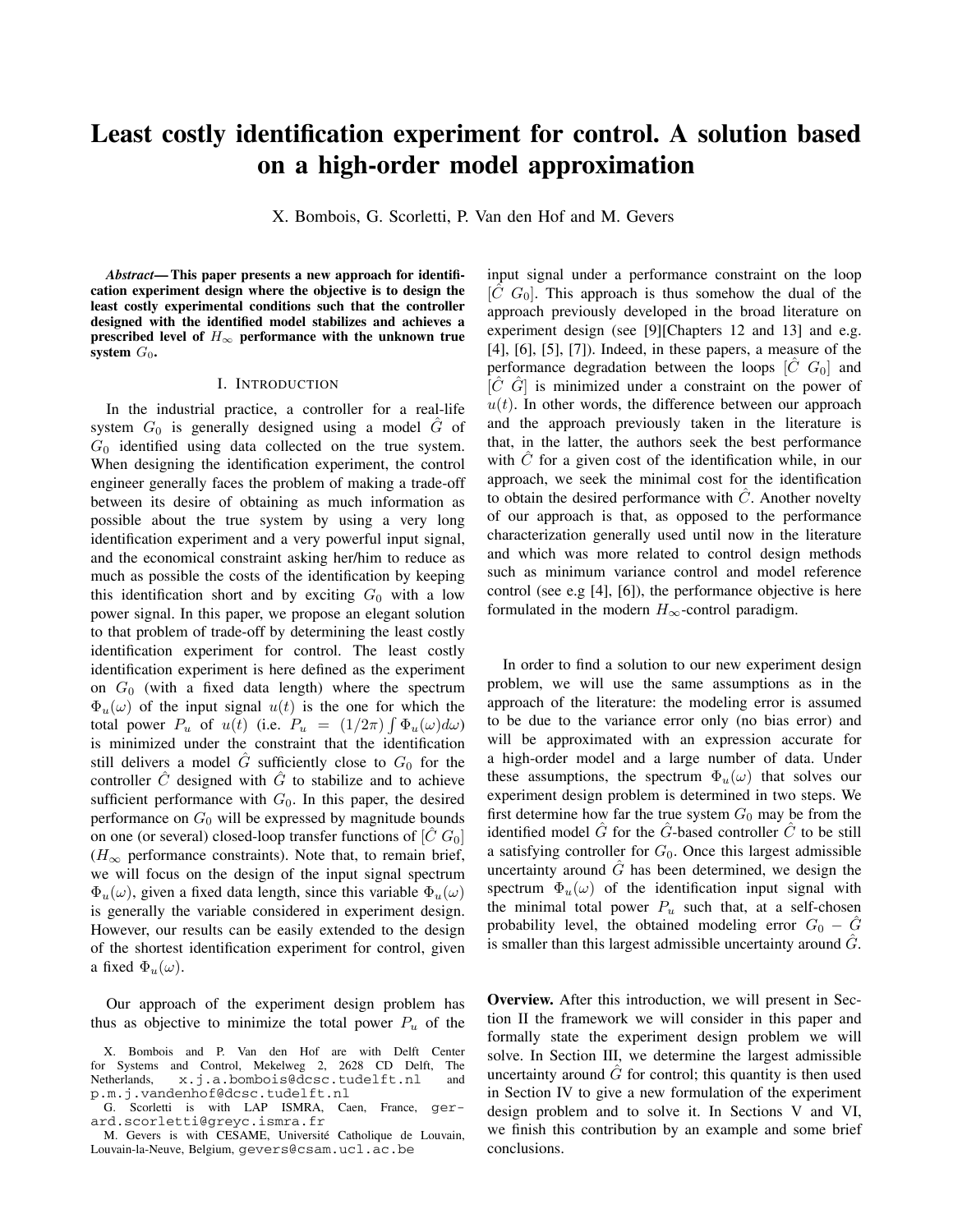# Least costly identification experiment for control. A solution based on a high-order model approximation

X. Bombois, G. Scorletti, P. Van den Hof and M. Gevers

***Abstract*— This paper presents a new approach for identification experiment design where the objective is to design the least costly experimental conditions such that the controller designed with the identified model stabilizes and achieves a prescribed level of $H_\infty$ performance with the unknown true system $G_0$.**

## I. Introduction

In the industrial practice, a controller for a real-life system $G_0$ is generally designed using a model $\hat{G}$ of $G_0$ identified using data collected on the true system. When designing the identification experiment, the control engineer generally faces the problem of making a trade-off between its desire of obtaining as much information as possible about the true system by using a very long identification experiment and a very powerful input signal, and the economical constraint asking her/him to reduce as much as possible the costs of the identification by keeping this identification short and by exciting $G_0$ with a low power signal. In this paper, we propose an elegant solution to that problem of trade-off by determining the least costly identification experiment for control. The least costly identification experiment is here defined as the experiment on $G_0$ (with a fixed data length) where the spectrum $\Phi_u(\omega)$ of the input signal $u(t)$ is the one for which the total power $P_u$ of $u(t)$ (i.e. $P_u = (1/2\pi)\int \Phi_u(\omega)d\omega$) is minimized under the constraint that the identification still delivers a model $\hat{G}$ sufficiently close to $G_0$ for the controller $\hat{C}$ designed with $\hat{G}$ to stabilize and to achieve sufficient performance with $G_0$. In this paper, the desired performance on $G_0$ will be expressed by magnitude bounds on one (or several) closed-loop transfer functions of $[\hat{C}\ G_0]$ ($H_\infty$ performance constraints). Note that, to remain brief, we will focus on the design of the input signal spectrum $\Phi_u(\omega)$, given a fixed data length, since this variable $\Phi_u(\omega)$ is generally the variable considered in experiment design. However, our results can be easily extended to the design of the shortest identification experiment for control, given a fixed $\Phi_u(\omega)$.

Our approach of the experiment design problem has thus as objective to minimize the total power $P_u$ of the input signal under a performance constraint on the loop $[\hat{C}\ G_0]$. This approach is thus somehow the dual of the approach previously developed in the broad literature on experiment design (see [9][Chapters 12 and 13] and e.g. [4], [6], [5], [7]). Indeed, in these papers, a measure of the performance degradation between the loops $[\hat{C}\ G_0]$ and $[\hat{C}\ \hat{G}]$ is minimized under a constraint on the power of $u(t)$. In other words, the difference between our approach and the approach previously taken in the literature is that, in the latter, the authors seek the best performance with $\hat{C}$ for a given cost of the identification while, in our approach, we seek the minimal cost for the identification to obtain the desired performance with $\hat{C}$. Another novelty of our approach is that, as opposed to the performance characterization generally used until now in the literature and which was more related to control design methods such as minimum variance control and model reference control (see e.g [4], [6]), the performance objective is here formulated in the modern $H_\infty$-control paradigm.

In order to find a solution to our new experiment design problem, we will use the same assumptions as in the approach of the literature: the modeling error is assumed to be due to the variance error only (no bias error) and will be approximated with an expression accurate for a high-order model and a large number of data. Under these assumptions, the spectrum $\Phi_u(\omega)$ that solves our experiment design problem is determined in two steps. We first determine how far the true system $G_0$ may be from the identified model $\hat{G}$ for the $\hat{G}$-based controller $\hat{C}$ to be still a satisfying controller for $G_0$. Once this largest admissible uncertainty around $\hat{G}$ has been determined, we design the spectrum $\Phi_u(\omega)$ of the identification input signal with the minimal total power $P_u$ such that, at a self-chosen probability level, the obtained modeling error $G_0 - \hat{G}$ is smaller than this largest admissible uncertainty around $\hat{G}$.

**Overview.** After this introduction, we will present in Section II the framework we will consider in this paper and formally state the experiment design problem we will solve. In Section III, we determine the largest admissible uncertainty around $\hat{G}$ for control; this quantity is then used in Section IV to give a new formulation of the experiment design problem and to solve it. In Sections V and VI, we finish this contribution by an example and some brief conclusions.

X. Bombois and P. Van den Hof are with Delft Center for Systems and Control, Mekelweg 2, 2628 CD Delft, The Netherlands, x.j.a.bombois@dcsc.tudelft.nl and p.m.j.vandenhof@dcsc.tudelft.nl

G. Scorletti is with LAP ISMRA, Caen, France, gerard.scorletti@greyc.ismra.fr

M. Gevers is with CESAME, Université Catholique de Louvain, Louvain-la-Neuve, Belgium, gevers@csam.ucl.ac.be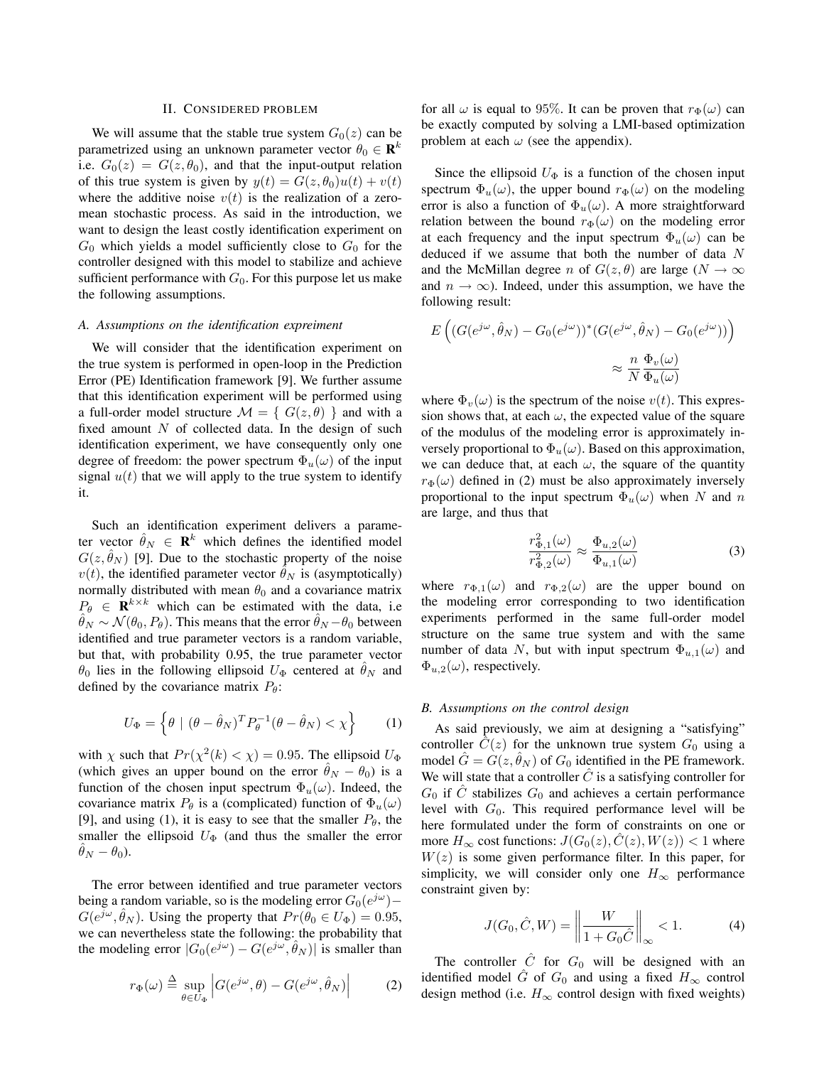## II. Considered problem

We will assume that the stable true system $G_0(z)$ can be parametrized using an unknown parameter vector $\theta_0 \in \mathbf{R}^k$ i.e. $G_0(z) = G(z, \theta_0)$, and that the input-output relation of this true system is given by $y(t) = G(z, \theta_0)u(t) + v(t)$ where the additive noise $v(t)$ is the realization of a zero-mean stochastic process. As said in the introduction, we want to design the least costly identification experiment on $G_0$ which yields a model sufficiently close to $G_0$ for the controller designed with this model to stabilize and achieve sufficient performance with $G_0$. For this purpose let us make the following assumptions.

### A. Assumptions on the identification expreiment

We will consider that the identification experiment on the true system is performed in open-loop in the Prediction Error (PE) Identification framework [9]. We further assume that this identification experiment will be performed using a full-order model structure $\mathcal{M} = \{ G(z, \theta) \}$ and with a fixed amount $N$ of collected data. In the design of such identification experiment, we have consequently only one degree of freedom: the power spectrum $\Phi_u(\omega)$ of the input signal $u(t)$ that we will apply to the true system to identify it.

Such an identification experiment delivers a parameter vector $\hat{\theta}_N \in \mathbf{R}^k$ which defines the identified model $G(z, \hat{\theta}_N)$ [9]. Due to the stochastic property of the noise $v(t)$, the identified parameter vector $\hat{\theta}_N$ is (asymptotically) normally distributed with mean $\theta_0$ and a covariance matrix $P_\theta \in \mathbf{R}^{k \times k}$ which can be estimated with the data, i.e $\hat{\theta}_N \sim \mathcal{N}(\theta_0, P_\theta)$. This means that the error $\hat{\theta}_N - \theta_0$ between identified and true parameter vectors is a random variable, but that, with probability 0.95, the true parameter vector $\theta_0$ lies in the following ellipsoid $U_\Phi$ centered at $\hat{\theta}_N$ and defined by the covariance matrix $P_\theta$:

$$U_\Phi = \left\{ \theta \mid (\theta - \hat{\theta}_N)^T P_\theta^{-1} (\theta - \hat{\theta}_N) < \chi \right\} \tag{1}$$

with $\chi$ such that $Pr(\chi^2(k) < \chi) = 0.95$. The ellipsoid $U_\Phi$ (which gives an upper bound on the error $\hat{\theta}_N - \theta_0$) is a function of the chosen input spectrum $\Phi_u(\omega)$. Indeed, the covariance matrix $P_\theta$ is a (complicated) function of $\Phi_u(\omega)$ [9], and using (1), it is easy to see that the smaller $P_\theta$, the smaller the ellipsoid $U_\Phi$ (and thus the smaller the error $\hat{\theta}_N - \theta_0$).

The error between identified and true parameter vectors being a random variable, so is the modeling error $G_0(e^{j\omega}) - G(e^{j\omega}, \hat{\theta}_N)$. Using the property that $Pr(\theta_0 \in U_\Phi) = 0.95$, we can nevertheless state the following: the probability that the modeling error $|G_0(e^{j\omega}) - G(e^{j\omega}, \hat{\theta}_N)|$ is smaller than

$$r_\Phi(\omega) \triangleq \sup_{\theta \in U_\Phi} \left| G(e^{j\omega}, \theta) - G(e^{j\omega}, \hat{\theta}_N) \right| \tag{2}$$

for all $\omega$ is equal to 95%. It can be proven that $r_\Phi(\omega)$ can be exactly computed by solving a LMI-based optimization problem at each $\omega$ (see the appendix).

Since the ellipsoid $U_\Phi$ is a function of the chosen input spectrum $\Phi_u(\omega)$, the upper bound $r_\Phi(\omega)$ on the modeling error is also a function of $\Phi_u(\omega)$. A more straightforward relation between the bound $r_\Phi(\omega)$ on the modeling error at each frequency and the input spectrum $\Phi_u(\omega)$ can be deduced if we assume that both the number of data $N$ and the McMillan degree $n$ of $G(z, \theta)$ are large ($N \to \infty$ and $n \to \infty$). Indeed, under this assumption, we have the following result:

$$E\left( (G(e^{j\omega}, \hat{\theta}_N) - G_0(e^{j\omega}))^* (G(e^{j\omega}, \hat{\theta}_N) - G_0(e^{j\omega})) \right) \approx \frac{n}{N} \frac{\Phi_v(\omega)}{\Phi_u(\omega)}$$

where $\Phi_v(\omega)$ is the spectrum of the noise $v(t)$. This expression shows that, at each $\omega$, the expected value of the square of the modulus of the modeling error is approximately inversely proportional to $\Phi_u(\omega)$. Based on this approximation, we can deduce that, at each $\omega$, the square of the quantity $r_\Phi(\omega)$ defined in (2) must be also approximately inversely proportional to the input spectrum $\Phi_u(\omega)$ when $N$ and $n$ are large, and thus that

$$\frac{r_{\Phi,1}^2(\omega)}{r_{\Phi,2}^2(\omega)} \approx \frac{\Phi_{u,2}(\omega)}{\Phi_{u,1}(\omega)} \tag{3}$$

where $r_{\Phi,1}(\omega)$ and $r_{\Phi,2}(\omega)$ are the upper bound on the modeling error corresponding to two identification experiments performed in the same full-order model structure on the same true system and with the same number of data $N$, but with input spectrum $\Phi_{u,1}(\omega)$ and $\Phi_{u,2}(\omega)$, respectively.

### B. Assumptions on the control design

As said previously, we aim at designing a "satisfying" controller $\hat{C}(z)$ for the unknown true system $G_0$ using a model $\hat{G} = G(z, \hat{\theta}_N)$ of $G_0$ identified in the PE framework. We will state that a controller $\hat{C}$ is a satisfying controller for $G_0$ if $\hat{C}$ stabilizes $G_0$ and achieves a certain performance level with $G_0$. This required performance level will be here formulated under the form of constraints on one or more $H_\infty$ cost functions: $J(G_0(z), \hat{C}(z), W(z)) < 1$ where $W(z)$ is some given performance filter. In this paper, for simplicity, we will consider only one $H_\infty$ performance constraint given by:

$$J(G_0, \hat{C}, W) = \left\| \frac{W}{1 + G_0 \hat{C}} \right\|_\infty < 1. \tag{4}$$

The controller $\hat{C}$ for $G_0$ will be designed with an identified model $\hat{G}$ of $G_0$ and using a fixed $H_\infty$ control design method (i.e. $H_\infty$ control design with fixed weights)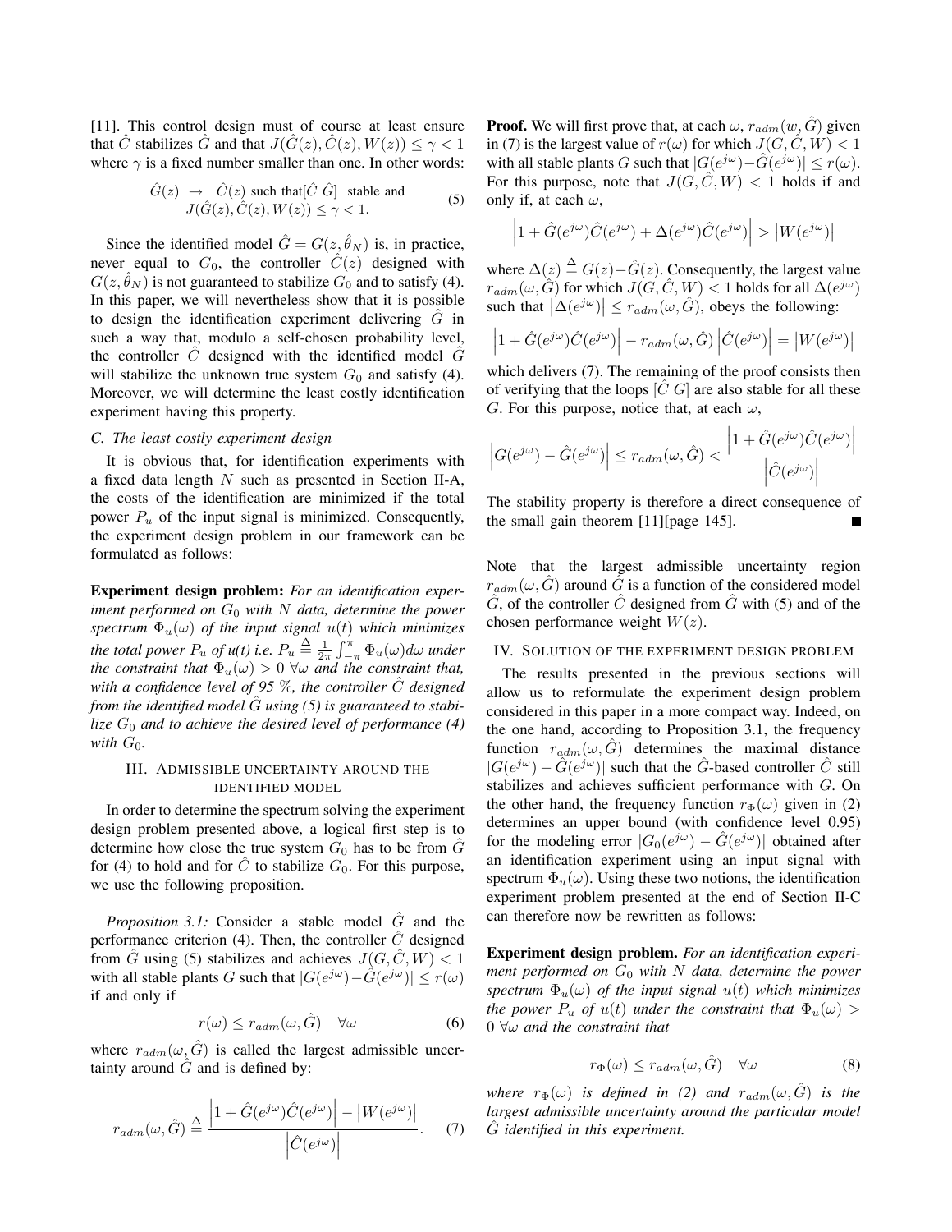[11]. This control design must of course at least ensure that $\hat{C}$ stabilizes $\hat{G}$ and that $J(\hat{G}(z), \hat{C}(z), W(z)) \leq \gamma < 1$ where $\gamma$ is a fixed number smaller than one. In other words:

$$\begin{array}{l}\hat{G}(z) \ \rightarrow \ \hat{C}(z) \text{ such that}[\hat{C}\ \hat{G}] \text{ stable and} \\ J(\hat{G}(z), \hat{C}(z), W(z)) \leq \gamma < 1.\end{array} \tag{5}$$

Since the identified model $\hat{G} = G(z, \hat{\theta}_N)$ is, in practice, never equal to $G_0$, the controller $\hat{C}(z)$ designed with $G(z, \hat{\theta}_N)$ is not guaranteed to stabilize $G_0$ and to satisfy (4). In this paper, we will nevertheless show that it is possible to design the identification experiment delivering $\hat{G}$ in such a way that, modulo a self-chosen probability level, the controller $\hat{C}$ designed with the identified model $\hat{G}$ will stabilize the unknown true system $G_0$ and satisfy (4). Moreover, we will determine the least costly identification experiment having this property.

### C. The least costly experiment design

It is obvious that, for identification experiments with a fixed data length $N$ such as presented in Section II-A, the costs of the identification are minimized if the total power $P_u$ of the input signal is minimized. Consequently, the experiment design problem in our framework can be formulated as follows:

**Experiment design problem:** *For an identification experiment performed on $G_0$ with $N$ data, determine the power spectrum $\Phi_u(\omega)$ of the input signal $u(t)$ which minimizes the total power $P_u$ of u(t) i.e. $P_u \triangleq \frac{1}{2\pi}\int_{-\pi}^{\pi} \Phi_u(\omega)d\omega$ under the constraint that $\Phi_u(\omega) > 0 \ \forall\omega$ and the constraint that, with a confidence level of 95 %, the controller $\hat{C}$ designed from the identified model $\hat{G}$ using (5) is guaranteed to stabilize $G_0$ and to achieve the desired level of performance (4) with $G_0$.*

## III. Admissible uncertainty around the identified model

In order to determine the spectrum solving the experiment design problem presented above, a logical first step is to determine how close the true system $G_0$ has to be from $\hat{G}$ for (4) to hold and for $\hat{C}$ to stabilize $G_0$. For this purpose, we use the following proposition.

*Proposition 3.1:* Consider a stable model $\hat{G}$ and the performance criterion (4). Then, the controller $\hat{C}$ designed from $\hat{G}$ using (5) stabilizes and achieves $J(G, \hat{C}, W) < 1$ with all stable plants $G$ such that $|G(e^{j\omega}) - \hat{G}(e^{j\omega})| \leq r(\omega)$ if and only if

$$r(\omega) \leq r_{adm}(\omega, \hat{G}) \quad \forall\omega \tag{6}$$

where $r_{adm}(\omega, \hat{G})$ is called the largest admissible uncertainty around $\hat{G}$ and is defined by:

$$r_{adm}(\omega, \hat{G}) \triangleq \frac{\left|1 + \hat{G}(e^{j\omega})\hat{C}(e^{j\omega})\right| - \left|W(e^{j\omega})\right|}{\left|\hat{C}(e^{j\omega})\right|}. \tag{7}$$

**Proof.** We will first prove that, at each $\omega$, $r_{adm}(w, \hat{G})$ given in (7) is the largest value of $r(\omega)$ for which $J(G, \hat{C}, W) < 1$ with all stable plants $G$ such that $|G(e^{j\omega}) - \hat{G}(e^{j\omega})| \leq r(\omega)$. For this purpose, note that $J(G, \hat{C}, W) < 1$ holds if and only if, at each $\omega$,

$$\left|1 + \hat{G}(e^{j\omega})\hat{C}(e^{j\omega}) + \Delta(e^{j\omega})\hat{C}(e^{j\omega})\right| > \left|W(e^{j\omega})\right|$$

where $\Delta(z) \triangleq G(z) - \hat{G}(z)$. Consequently, the largest value $r_{adm}(\omega, \hat{G})$ for which $J(G, \hat{C}, W) < 1$ holds for all $\Delta(e^{j\omega})$ such that $\left|\Delta(e^{j\omega})\right| \leq r_{adm}(\omega, \hat{G})$, obeys the following:

$$\left|1 + \hat{G}(e^{j\omega})\hat{C}(e^{j\omega})\right| - r_{adm}(\omega, \hat{G})\left|\hat{C}(e^{j\omega})\right| = \left|W(e^{j\omega})\right|$$

which delivers (7). The remaining of the proof consists then of verifying that the loops $[\hat{C}\ G]$ are also stable for all these $G$. For this purpose, notice that, at each $\omega$,

$$\left|G(e^{j\omega}) - \hat{G}(e^{j\omega})\right| \leq r_{adm}(\omega, \hat{G}) < \frac{\left|1 + \hat{G}(e^{j\omega})\hat{C}(e^{j\omega})\right|}{\left|\hat{C}(e^{j\omega})\right|}$$

The stability property is therefore a direct consequence of the small gain theorem [11][page 145]. ■

Note that the largest admissible uncertainty region $r_{adm}(\omega, \hat{G})$ around $\hat{G}$ is a function of the considered model $\hat{G}$, of the controller $\hat{C}$ designed from $\hat{G}$ with (5) and of the chosen performance weight $W(z)$.

## IV. Solution of the experiment design problem

The results presented in the previous sections will allow us to reformulate the experiment design problem considered in this paper in a more compact way. Indeed, on the one hand, according to Proposition 3.1, the frequency function $r_{adm}(\omega, \hat{G})$ determines the maximal distance $|G(e^{j\omega}) - \hat{G}(e^{j\omega})|$ such that the $\hat{G}$-based controller $\hat{C}$ still stabilizes and achieves sufficient performance with $G$. On the other hand, the frequency function $r_\Phi(\omega)$ given in (2) determines an upper bound (with confidence level 0.95) for the modeling error $|G_0(e^{j\omega}) - \hat{G}(e^{j\omega})|$ obtained after an identification experiment using an input signal with spectrum $\Phi_u(\omega)$. Using these two notions, the identification experiment problem presented at the end of Section II-C can therefore now be rewritten as follows:

**Experiment design problem.** *For an identification experiment performed on $G_0$ with $N$ data, determine the power spectrum $\Phi_u(\omega)$ of the input signal $u(t)$ which minimizes the power $P_u$ of $u(t)$ under the constraint that $\Phi_u(\omega) > 0 \ \forall\omega$ and the constraint that*

$$r_\Phi(\omega) \leq r_{adm}(\omega, \hat{G}) \quad \forall\omega \tag{8}$$

*where $r_\Phi(\omega)$ is defined in (2) and $r_{adm}(\omega, \hat{G})$ is the largest admissible uncertainty around the particular model $\hat{G}$ identified in this experiment.*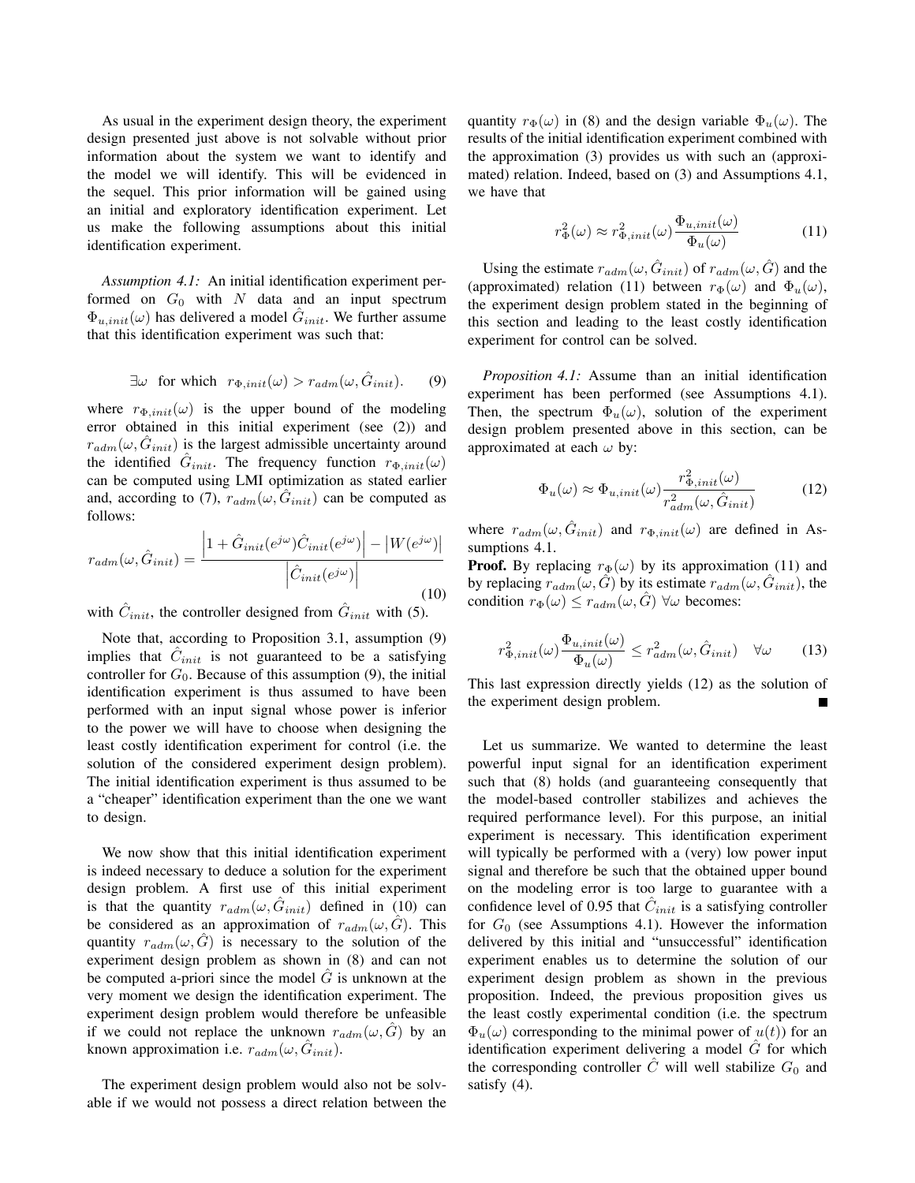As usual in the experiment design theory, the experiment design presented just above is not solvable without prior information about the system we want to identify and the model we will identify. This will be evidenced in the sequel. This prior information will be gained using an initial and exploratory identification experiment. Let us make the following assumptions about this initial identification experiment.

*Assumption 4.1:* An initial identification experiment performed on $G_0$ with $N$ data and an input spectrum $\Phi_{u,init}(\omega)$ has delivered a model $\hat{G}_{init}$. We further assume that this identification experiment was such that:

$$\exists \omega \quad \text{for which} \quad r_{\Phi,init}(\omega) > r_{adm}(\omega, \hat{G}_{init}). \tag{9}$$

where $r_{\Phi,init}(\omega)$ is the upper bound of the modeling error obtained in this initial experiment (see (2)) and $r_{adm}(\omega, \hat{G}_{init})$ is the largest admissible uncertainty around the identified $\hat{G}_{init}$. The frequency function $r_{\Phi,init}(\omega)$ can be computed using LMI optimization as stated earlier and, according to (7), $r_{adm}(\omega, \hat{G}_{init})$ can be computed as follows:

$$r_{adm}(\omega, \hat{G}_{init}) = \frac{\left|1 + \hat{G}_{init}(e^{j\omega})\hat{C}_{init}(e^{j\omega})\right| - \left|W(e^{j\omega})\right|}{\left|\hat{C}_{init}(e^{j\omega})\right|} \tag{10}$$

with $\hat{C}_{init}$, the controller designed from $\hat{G}_{init}$ with (5).

Note that, according to Proposition 3.1, assumption (9) implies that $\hat{C}_{init}$ is not guaranteed to be a satisfying controller for $G_0$. Because of this assumption (9), the initial identification experiment is thus assumed to have been performed with an input signal whose power is inferior to the power we will have to choose when designing the least costly identification experiment for control (i.e. the solution of the considered experiment design problem). The initial identification experiment is thus assumed to be a "cheaper" identification experiment than the one we want to design.

We now show that this initial identification experiment is indeed necessary to deduce a solution for the experiment design problem. A first use of this initial experiment is that the quantity $r_{adm}(\omega, \hat{G}_{init})$ defined in (10) can be considered as an approximation of $r_{adm}(\omega, \hat{G})$. This quantity $r_{adm}(\omega, \hat{G})$ is necessary to the solution of the experiment design problem as shown in (8) and can not be computed a-priori since the model $\hat{G}$ is unknown at the very moment we design the identification experiment. The experiment design problem would therefore be unfeasible if we could not replace the unknown $r_{adm}(\omega, \hat{G})$ by an known approximation i.e. $r_{adm}(\omega, \hat{G}_{init})$.

The experiment design problem would also not be solvable if we would not possess a direct relation between the quantity $r_{\Phi}(\omega)$ in (8) and the design variable $\Phi_u(\omega)$. The results of the initial identification experiment combined with the approximation (3) provides us with such an (approximated) relation. Indeed, based on (3) and Assumptions 4.1, we have that

$$r^2_{\Phi}(\omega) \approx r^2_{\Phi,init}(\omega)\frac{\Phi_{u,init}(\omega)}{\Phi_u(\omega)} \tag{11}$$

Using the estimate $r_{adm}(\omega, \hat{G}_{init})$ of $r_{adm}(\omega, \hat{G})$ and the (approximated) relation (11) between $r_{\Phi}(\omega)$ and $\Phi_u(\omega)$, the experiment design problem stated in the beginning of this section and leading to the least costly identification experiment for control can be solved.

*Proposition 4.1:* Assume than an initial identification experiment has been performed (see Assumptions 4.1). Then, the spectrum $\Phi_u(\omega)$, solution of the experiment design problem presented above in this section, can be approximated at each $\omega$ by:

$$\Phi_u(\omega) \approx \Phi_{u,init}(\omega)\frac{r^2_{\Phi,init}(\omega)}{r^2_{adm}(\omega, \hat{G}_{init})} \tag{12}$$

where $r_{adm}(\omega, \hat{G}_{init})$ and $r_{\Phi,init}(\omega)$ are defined in Assumptions 4.1.

**Proof.** By replacing $r_{\Phi}(\omega)$ by its approximation (11) and by replacing $r_{adm}(\omega, \hat{G})$ by its estimate $r_{adm}(\omega, \hat{G}_{init})$, the condition $r_{\Phi}(\omega) \leq r_{adm}(\omega, \hat{G})$ $\forall\omega$ becomes:

$$r^2_{\Phi,init}(\omega)\frac{\Phi_{u,init}(\omega)}{\Phi_u(\omega)} \leq r^2_{adm}(\omega, \hat{G}_{init}) \quad \forall\omega \tag{13}$$

This last expression directly yields (12) as the solution of the experiment design problem. ■

Let us summarize. We wanted to determine the least powerful input signal for an identification experiment such that (8) holds (and guaranteeing consequently that the model-based controller stabilizes and achieves the required performance level). For this purpose, an initial experiment is necessary. This identification experiment will typically be performed with a (very) low power input signal and therefore be such that the obtained upper bound on the modeling error is too large to guarantee with a confidence level of 0.95 that $\hat{C}_{init}$ is a satisfying controller for $G_0$ (see Assumptions 4.1). However the information delivered by this initial and "unsuccessful" identification experiment enables us to determine the solution of our experiment design problem as shown in the previous proposition. Indeed, the previous proposition gives us the least costly experimental condition (i.e. the spectrum $\Phi_u(\omega)$ corresponding to the minimal power of $u(t)$) for an identification experiment delivering a model $\hat{G}$ for which the corresponding controller $\hat{C}$ will well stabilize $G_0$ and satisfy (4).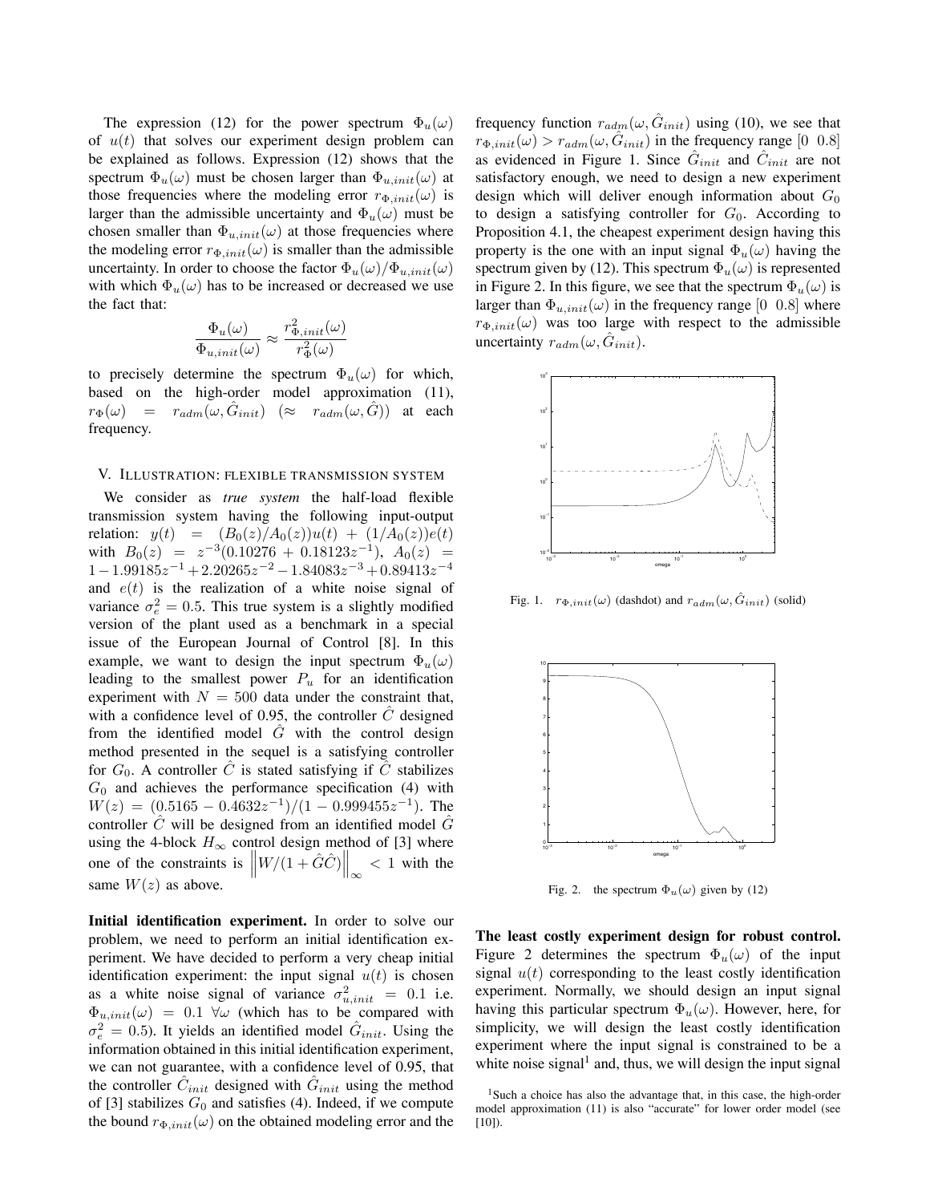The expression (12) for the power spectrum $\Phi_u(\omega)$ of $u(t)$ that solves our experiment design problem can be explained as follows. Expression (12) shows that the spectrum $\Phi_u(\omega)$ must be chosen larger than $\Phi_{u,init}(\omega)$ at those frequencies where the modeling error $r_{\Phi,init}(\omega)$ is larger than the admissible uncertainty and $\Phi_u(\omega)$ must be chosen smaller than $\Phi_{u,init}(\omega)$ at those frequencies where the modeling error $r_{\Phi,init}(\omega)$ is smaller than the admissible uncertainty. In order to choose the factor $\Phi_u(\omega)/\Phi_{u,init}(\omega)$ with which $\Phi_u(\omega)$ has to be increased or decreased we use the fact that:

$$\frac{\Phi_u(\omega)}{\Phi_{u,init}(\omega)} \approx \frac{r^2_{\Phi,init}(\omega)}{r^2_{\Phi}(\omega)}$$

to precisely determine the spectrum $\Phi_u(\omega)$ for which, based on the high-order model approximation (11), $r_\Phi(\omega) = r_{adm}(\omega, \hat{G}_{init})$ ($\approx r_{adm}(\omega, \hat{G})$) at each frequency.

## V. Illustration: flexible transmission system

We consider as *true system* the half-load flexible transmission system having the following input-output relation: $y(t) = (B_0(z)/A_0(z))u(t) + (1/A_0(z))e(t)$ with $B_0(z) = z^{-3}(0.10276 + 0.18123z^{-1})$, $A_0(z) = 1 - 1.99185z^{-1} + 2.20265z^{-2} - 1.84083z^{-3} + 0.89413z^{-4}$ and $e(t)$ is the realization of a white noise signal of variance $\sigma_e^2 = 0.5$. This true system is a slightly modified version of the plant used as a benchmark in a special issue of the European Journal of Control [8]. In this example, we want to design the input spectrum $\Phi_u(\omega)$ leading to the smallest power $P_u$ for an identification experiment with $N = 500$ data under the constraint that, with a confidence level of 0.95, the controller $\hat{C}$ designed from the identified model $\hat{G}$ with the control design method presented in the sequel is a satisfying controller for $G_0$. A controller $\hat{C}$ is stated satisfying if $\hat{C}$ stabilizes $G_0$ and achieves the performance specification (4) with $W(z) = (0.5165 - 0.4632z^{-1})/(1 - 0.999455z^{-1})$. The controller $\hat{C}$ will be designed from an identified model $\hat{G}$ using the 4-block $H_\infty$ control design method of [3] where one of the constraints is $\left\| W/(1 + \hat{G}\hat{C}) \right\|_\infty < 1$ with the same $W(z)$ as above.

**Initial identification experiment.** In order to solve our problem, we need to perform an initial identification experiment. We have decided to perform a very cheap initial identification experiment: the input signal $u(t)$ is chosen as a white noise signal of variance $\sigma^2_{u,init} = 0.1$ i.e. $\Phi_{u,init}(\omega) = 0.1 \ \forall \omega$ (which has to be compared with $\sigma_e^2 = 0.5$). It yields an identified model $\hat{G}_{init}$. Using the information obtained in this initial identification experiment, we can not guarantee, with a confidence level of 0.95, that the controller $\hat{C}_{init}$ designed with $\hat{G}_{init}$ using the method of [3] stabilizes $G_0$ and satisfies (4). Indeed, if we compute the bound $r_{\Phi,init}(\omega)$ on the obtained modeling error and the frequency function $r_{adm}(\omega, \hat{G}_{init})$ using (10), we see that $r_{\Phi,init}(\omega) > r_{adm}(\omega, \hat{G}_{init})$ in the frequency range $[0 \ \ 0.8]$ as evidenced in Figure 1. Since $\hat{G}_{init}$ and $\hat{C}_{init}$ are not satisfactory enough, we need to design a new experiment design which will deliver enough information about $G_0$ to design a satisfying controller for $G_0$. According to Proposition 4.1, the cheapest experiment design having this property is the one with an input signal $\Phi_u(\omega)$ having the spectrum given by (12). This spectrum $\Phi_u(\omega)$ is represented in Figure 2. In this figure, we see that the spectrum $\Phi_u(\omega)$ is larger than $\Phi_{u,init}(\omega)$ in the frequency range $[0 \ \ 0.8]$ where $r_{\Phi,init}(\omega)$ was too large with respect to the admissible uncertainty $r_{adm}(\omega, \hat{G}_{init})$.

Fig. 1. $r_{\Phi,init}(\omega)$ (dashdot) and $r_{adm}(\omega, \hat{G}_{init})$ (solid)

Fig. 2. the spectrum $\Phi_u(\omega)$ given by (12)

**The least costly experiment design for robust control.** Figure 2 determines the spectrum $\Phi_u(\omega)$ of the input signal $u(t)$ corresponding to the least costly identification experiment. Normally, we should design an input signal having this particular spectrum $\Phi_u(\omega)$. However, here, for simplicity, we will design the least costly identification experiment where the input signal is constrained to be a white noise signal[1] and, thus, we will design the input signal

[1] Such a choice has also the advantage that, in this case, the high-order model approximation (11) is also "accurate" for lower order model (see [10]).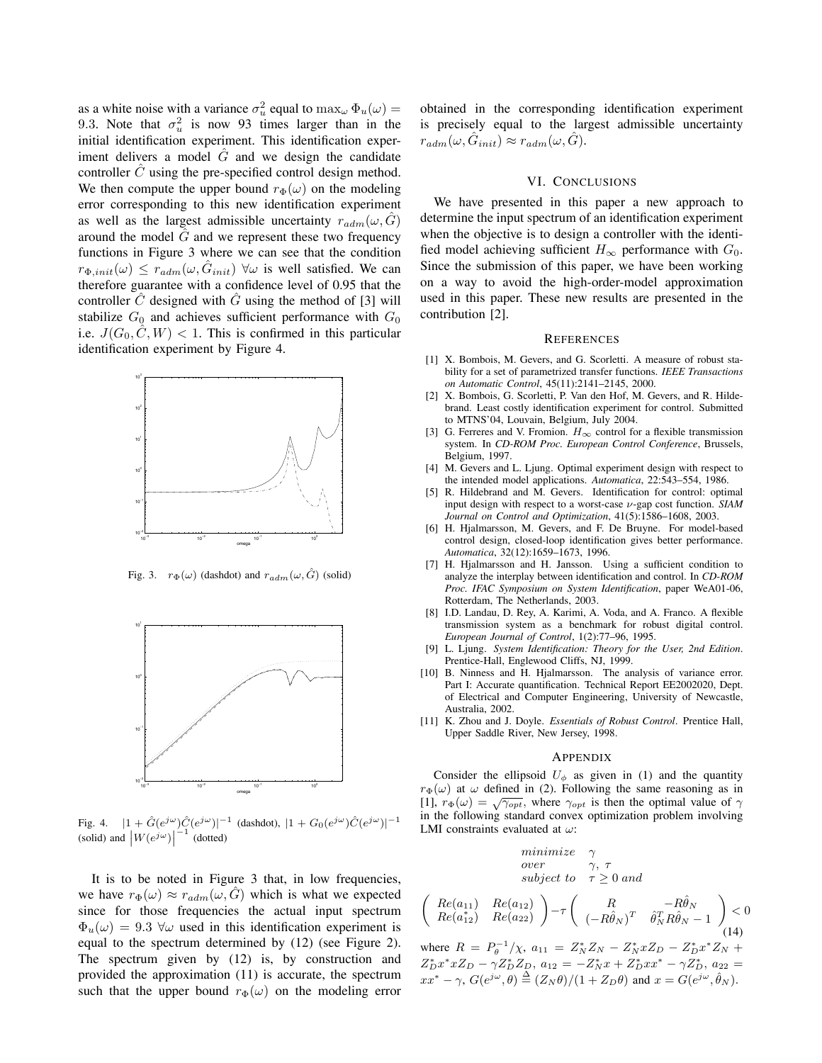as a white noise with a variance $\sigma_u^2$ equal to $\max_\omega \Phi_u(\omega) = 9.3$. Note that $\sigma_u^2$ is now 93 times larger than in the initial identification experiment. This identification experiment delivers a model $\hat{G}$ and we design the candidate controller $\hat{C}$ using the pre-specified control design method. We then compute the upper bound $r_\Phi(\omega)$ on the modeling error corresponding to this new identification experiment as well as the largest admissible uncertainty $r_{adm}(\omega, \hat{G})$ around the model $\hat{G}$ and we represent these two frequency functions in Figure 3 where we can see that the condition $r_{\Phi,init}(\omega) \leq r_{adm}(\omega, \hat{G}_{init})\ \forall\omega$ is well satisfied. We can therefore guarantee with a confidence level of 0.95 that the controller $\hat{C}$ designed with $\hat{G}$ using the method of [3] will stabilize $G_0$ and achieves sufficient performance with $G_0$ i.e. $J(G_0, \hat{C}, W) < 1$. This is confirmed in this particular identification experiment by Figure 4.

omega

Fig. 3. $r_\Phi(\omega)$ (dashdot) and $r_{adm}(\omega, \hat{G})$ (solid)

omega

Fig. 4. $|1 + \hat{G}(e^{j\omega})\hat{C}(e^{j\omega})|^{-1}$ (dashdot), $|1 + G_0(e^{j\omega})\hat{C}(e^{j\omega})|^{-1}$ (solid) and $\left|W(e^{j\omega})\right|^{-1}$ (dotted)

It is to be noted in Figure 3 that, in low frequencies, we have $r_\Phi(\omega) \approx r_{adm}(\omega, \hat{G})$ which is what we expected since for those frequencies the actual input spectrum $\Phi_u(\omega) = 9.3\ \forall\omega$ used in this identification experiment is equal to the spectrum determined by (12) (see Figure 2). The spectrum given by (12) is, by construction and provided the approximation (11) is accurate, the spectrum such that the upper bound $r_\Phi(\omega)$ on the modeling error obtained in the corresponding identification experiment is precisely equal to the largest admissible uncertainty $r_{adm}(\omega, \hat{G}_{init}) \approx r_{adm}(\omega, \hat{G})$.

## VI. Conclusions

We have presented in this paper a new approach to determine the input spectrum of an identification experiment when the objective is to design a controller with the identified model achieving sufficient $H_\infty$ performance with $G_0$. Since the submission of this paper, we have been working on a way to avoid the high-order-model approximation used in this paper. These new results are presented in the contribution [2].

## References

[1] X. Bombois, M. Gevers, and G. Scorletti. A measure of robust stability for a set of parametrized transfer functions. *IEEE Transactions on Automatic Control*, 45(11):2141–2145, 2000.

[2] X. Bombois, G. Scorletti, P. Van den Hof, M. Gevers, and R. Hildebrand. Least costly identification experiment for control. Submitted to MTNS'04, Louvain, Belgium, July 2004.

[3] G. Ferreres and V. Fromion. $H_\infty$ control for a flexible transmission system. In *CD-ROM Proc. European Control Conference*, Brussels, Belgium, 1997.

[4] M. Gevers and L. Ljung. Optimal experiment design with respect to the intended model applications. *Automatica*, 22:543–554, 1986.

[5] R. Hildebrand and M. Gevers. Identification for control: optimal input design with respect to a worst-case $\nu$-gap cost function. *SIAM Journal on Control and Optimization*, 41(5):1586–1608, 2003.

[6] H. Hjalmarsson, M. Gevers, and F. De Bruyne. For model-based control design, closed-loop identification gives better performance. *Automatica*, 32(12):1659–1673, 1996.

[7] H. Hjalmarsson and H. Jansson. Using a sufficient condition to analyze the interplay between identification and control. In *CD-ROM Proc. IFAC Symposium on System Identification*, paper WeA01-06, Rotterdam, The Netherlands, 2003.

[8] I.D. Landau, D. Rey, A. Karimi, A. Voda, and A. Franco. A flexible transmission system as a benchmark for robust digital control. *European Journal of Control*, 1(2):77–96, 1995.

[9] L. Ljung. *System Identification: Theory for the User, 2nd Edition*. Prentice-Hall, Englewood Cliffs, NJ, 1999.

[10] B. Ninness and H. Hjalmarsson. The analysis of variance error. Part I: Accurate quantification. Technical Report EE2002020, Dept. of Electrical and Computer Engineering, University of Newcastle, Australia, 2002.

[11] K. Zhou and J. Doyle. *Essentials of Robust Control*. Prentice Hall, Upper Saddle River, New Jersey, 1998.

## Appendix

Consider the ellipsoid $U_\phi$ as given in (1) and the quantity $r_\Phi(\omega)$ at $\omega$ defined in (2). Following the same reasoning as in [1], $r_\Phi(\omega) = \sqrt{\gamma_{opt}}$, where $\gamma_{opt}$ is then the optimal value of $\gamma$ in the following standard convex optimization problem involving LMI constraints evaluated at $\omega$:

$$
\begin{array}{ll}
minimize & \gamma \\
over & \gamma,\ \tau \\
subject\ to & \tau \geq 0\ and
\end{array}
$$

$$
\begin{pmatrix} Re(a_{11}) & Re(a_{12}) \\ Re(a_{12}^*) & Re(a_{22}) \end{pmatrix} - \tau \begin{pmatrix} R & -R\hat{\theta}_N \\ (-R\hat{\theta}_N)^T & \hat{\theta}_N^T R \hat{\theta}_N - 1 \end{pmatrix} < 0 \tag{14}
$$

where $R = P_\theta^{-1}/\chi$, $a_{11} = Z_N^* Z_N - Z_N^* x Z_D - Z_D^* x^* Z_N + Z_D^* x^* x Z_D - \gamma Z_D^* Z_D$, $a_{12} = -Z_N^* x + Z_D^* x x^* - \gamma Z_D^*$, $a_{22} = x x^* - \gamma$, $G(e^{j\omega}, \theta) \triangleq (Z_N \theta)/(1 + Z_D \theta)$ and $x = G(e^{j\omega}, \hat{\theta}_N)$.